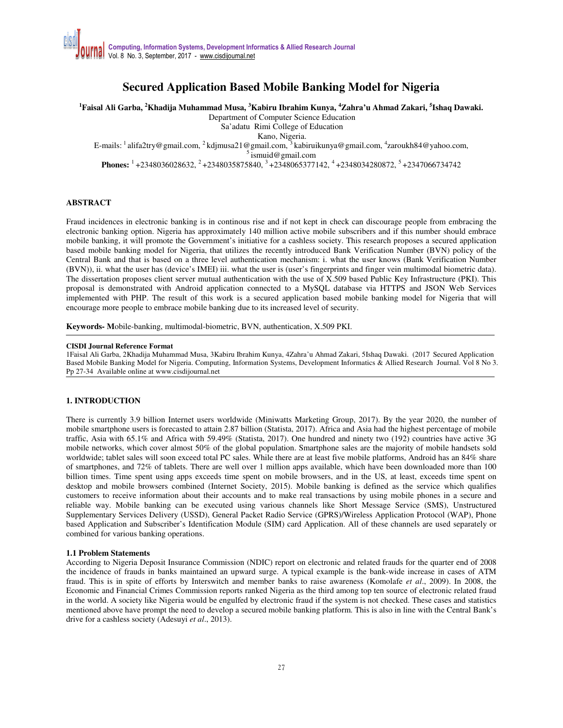# Secured Application Based Mobile Banking Model for Nigeria

**[1]Faisal Ali Garba, [2]Khadija Muhammad Musa, [3]Kabiru Ibrahim Kunya, [4]Zahra'u Ahmad Zakari, [5]Ishaq Dawaki.**

Department of Computer Science Education
Sa'adatu Rimi College of Education
Kano, Nigeria.
E-mails: [1] alifa2try@gmail.com, [2] kdjmusa21@gmail.com, [3] kabiruikunya@gmail.com, [4]zaroukh84@yahoo.com, [5] ismuid@gmail.com
**Phones:** [1] +2348036028632, [2] +2348035875840, [3] +2348065377142, [4] +2348034280872, [5] +2347066734742

## ABSTRACT

Fraud incidences in electronic banking is in continous rise and if not kept in check can discourage people from embracing the electronic banking option. Nigeria has approximately 140 million active mobile subscribers and if this number should embrace mobile banking, it will promote the Government's initiative for a cashless society. This research proposes a secured application based mobile banking model for Nigeria, that utilizes the recently introduced Bank Verification Number (BVN) policy of the Central Bank and that is based on a three level authentication mechanism: i. what the user knows (Bank Verification Number (BVN)), ii. what the user has (device's IMEI) iii. what the user is (user's fingerprints and finger vein multimodal biometric data). The dissertation proposes client server mutual authentication with the use of X.509 based Public Key Infrastructure (PKI). This proposal is demonstrated with Android application connected to a MySQL database via HTTPS and JSON Web Services implemented with PHP. The result of this work is a secured application based mobile banking model for Nigeria that will encourage more people to embrace mobile banking due to its increased level of security.

**Keywords- M**obile-banking, multimodal-biometric, BVN, authentication, X.509 PKI.

---

**CISDI Journal Reference Format**
1Faisal Ali Garba, 2Khadija Muhammad Musa, 3Kabiru Ibrahim Kunya, 4Zahra'u Ahmad Zakari, 5Ishaq Dawaki. (2017 Secured Application Based Mobile Banking Model for Nigeria. Computing, Information Systems, Development Informatics & Allied Research Journal. Vol 8 No 3. Pp 27-34 Available online at www.cisdijournal.net

---

## 1. INTRODUCTION

There is currently 3.9 billion Internet users worldwide (Miniwatts Marketing Group, 2017). By the year 2020, the number of mobile smartphone users is forecasted to attain 2.87 billion (Statista, 2017). Africa and Asia had the highest percentage of mobile traffic, Asia with 65.1% and Africa with 59.49% (Statista, 2017). One hundred and ninety two (192) countries have active 3G mobile networks, which cover almost 50% of the global population. Smartphone sales are the majority of mobile handsets sold worldwide; tablet sales will soon exceed total PC sales. While there are at least five mobile platforms, Android has an 84% share of smartphones, and 72% of tablets. There are well over 1 million apps available, which have been downloaded more than 100 billion times. Time spent using apps exceeds time spent on mobile browsers, and in the US, at least, exceeds time spent on desktop and mobile browsers combined (Internet Society, 2015). Mobile banking is defined as the service which qualifies customers to receive information about their accounts and to make real transactions by using mobile phones in a secure and reliable way. Mobile banking can be executed using various channels like Short Message Service (SMS), Unstructured Supplementary Services Delivery (USSD), General Packet Radio Service (GPRS)/Wireless Application Protocol (WAP), Phone based Application and Subscriber's Identification Module (SIM) card Application. All of these channels are used separately or combined for various banking operations.

### 1.1 Problem Statements

According to Nigeria Deposit Insurance Commission (NDIC) report on electronic and related frauds for the quarter end of 2008 the incidence of frauds in banks maintained an upward surge. A typical example is the bank-wide increase in cases of ATM fraud. This is in spite of efforts by Interswitch and member banks to raise awareness (Komolafe *et al*., 2009). In 2008, the Economic and Financial Crimes Commission reports ranked Nigeria as the third among top ten source of electronic related fraud in the world. A society like Nigeria would be engulfed by electronic fraud if the system is not checked. These cases and statistics mentioned above have prompt the need to develop a secured mobile banking platform. This is also in line with the Central Bank's drive for a cashless society (Adesuyi *et al*., 2013).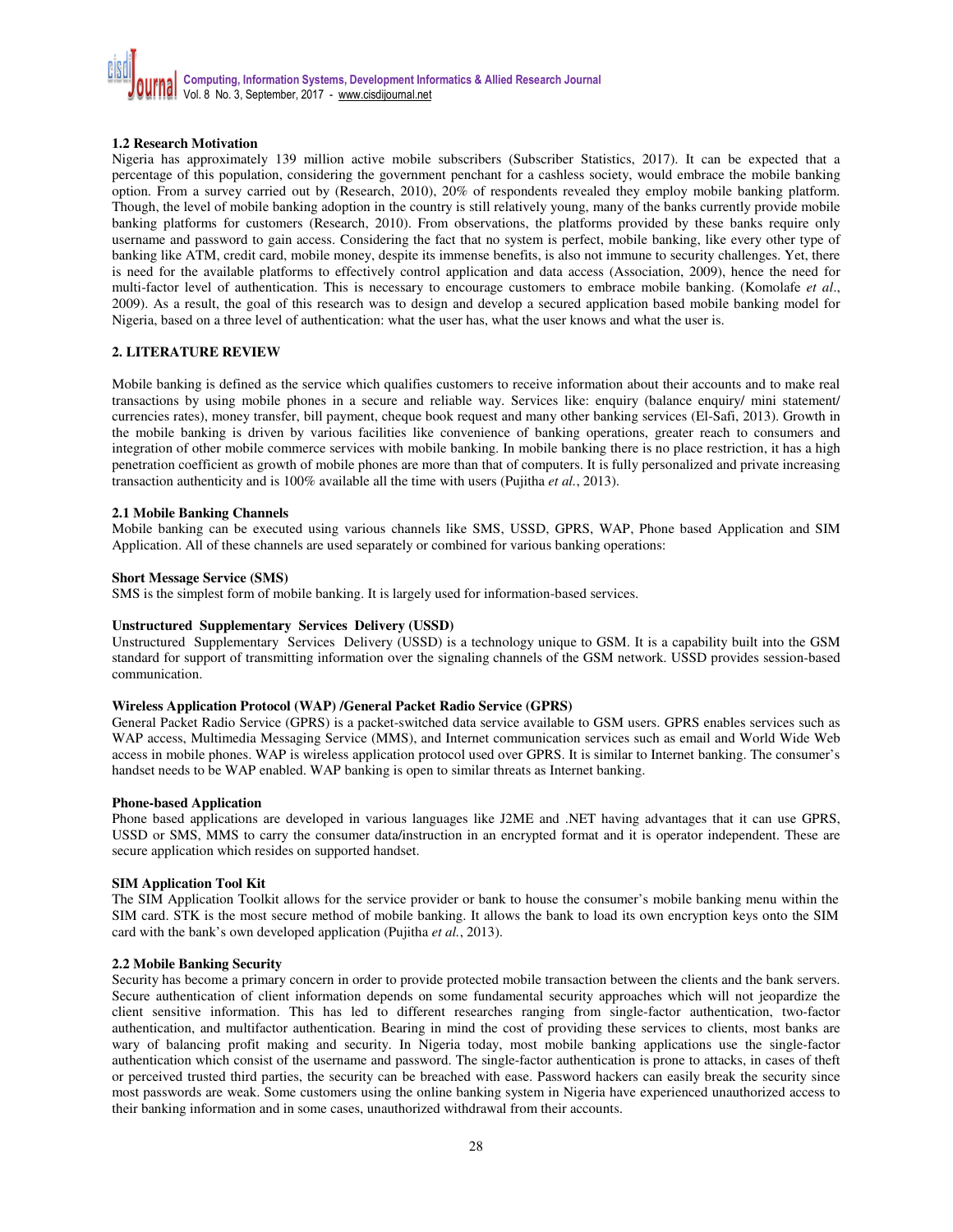### 1.2 Research Motivation

Nigeria has approximately 139 million active mobile subscribers (Subscriber Statistics, 2017). It can be expected that a percentage of this population, considering the government penchant for a cashless society, would embrace the mobile banking option. From a survey carried out by (Research, 2010), 20% of respondents revealed they employ mobile banking platform. Though, the level of mobile banking adoption in the country is still relatively young, many of the banks currently provide mobile banking platforms for customers (Research, 2010). From observations, the platforms provided by these banks require only username and password to gain access. Considering the fact that no system is perfect, mobile banking, like every other type of banking like ATM, credit card, mobile money, despite its immense benefits, is also not immune to security challenges. Yet, there is need for the available platforms to effectively control application and data access (Association, 2009), hence the need for multi-factor level of authentication. This is necessary to encourage customers to embrace mobile banking. (Komolafe *et al*., 2009). As a result, the goal of this research was to design and develop a secured application based mobile banking model for Nigeria, based on a three level of authentication: what the user has, what the user knows and what the user is.

## 2. LITERATURE REVIEW

Mobile banking is defined as the service which qualifies customers to receive information about their accounts and to make real transactions by using mobile phones in a secure and reliable way. Services like: enquiry (balance enquiry/ mini statement/ currencies rates), money transfer, bill payment, cheque book request and many other banking services (El-Safi, 2013). Growth in the mobile banking is driven by various facilities like convenience of banking operations, greater reach to consumers and integration of other mobile commerce services with mobile banking. In mobile banking there is no place restriction, it has a high penetration coefficient as growth of mobile phones are more than that of computers. It is fully personalized and private increasing transaction authenticity and is 100% available all the time with users (Pujitha *et al.*, 2013).

### 2.1 Mobile Banking Channels

Mobile banking can be executed using various channels like SMS, USSD, GPRS, WAP, Phone based Application and SIM Application. All of these channels are used separately or combined for various banking operations:

**Short Message Service (SMS)**

SMS is the simplest form of mobile banking. It is largely used for information-based services.

**Unstructured Supplementary Services Delivery (USSD)**

Unstructured Supplementary Services Delivery (USSD) is a technology unique to GSM. It is a capability built into the GSM standard for support of transmitting information over the signaling channels of the GSM network. USSD provides session-based communication.

**Wireless Application Protocol (WAP) /General Packet Radio Service (GPRS)**

General Packet Radio Service (GPRS) is a packet-switched data service available to GSM users. GPRS enables services such as WAP access, Multimedia Messaging Service (MMS), and Internet communication services such as email and World Wide Web access in mobile phones. WAP is wireless application protocol used over GPRS. It is similar to Internet banking. The consumer's handset needs to be WAP enabled. WAP banking is open to similar threats as Internet banking.

**Phone-based Application**

Phone based applications are developed in various languages like J2ME and .NET having advantages that it can use GPRS, USSD or SMS, MMS to carry the consumer data/instruction in an encrypted format and it is operator independent. These are secure application which resides on supported handset.

**SIM Application Tool Kit**

The SIM Application Toolkit allows for the service provider or bank to house the consumer's mobile banking menu within the SIM card. STK is the most secure method of mobile banking. It allows the bank to load its own encryption keys onto the SIM card with the bank's own developed application (Pujitha *et al.*, 2013).

### 2.2 Mobile Banking Security

Security has become a primary concern in order to provide protected mobile transaction between the clients and the bank servers. Secure authentication of client information depends on some fundamental security approaches which will not jeopardize the client sensitive information. This has led to different researches ranging from single-factor authentication, two-factor authentication, and multifactor authentication. Bearing in mind the cost of providing these services to clients, most banks are wary of balancing profit making and security. In Nigeria today, most mobile banking applications use the single-factor authentication which consist of the username and password. The single-factor authentication is prone to attacks, in cases of theft or perceived trusted third parties, the security can be breached with ease. Password hackers can easily break the security since most passwords are weak. Some customers using the online banking system in Nigeria have experienced unauthorized access to their banking information and in some cases, unauthorized withdrawal from their accounts.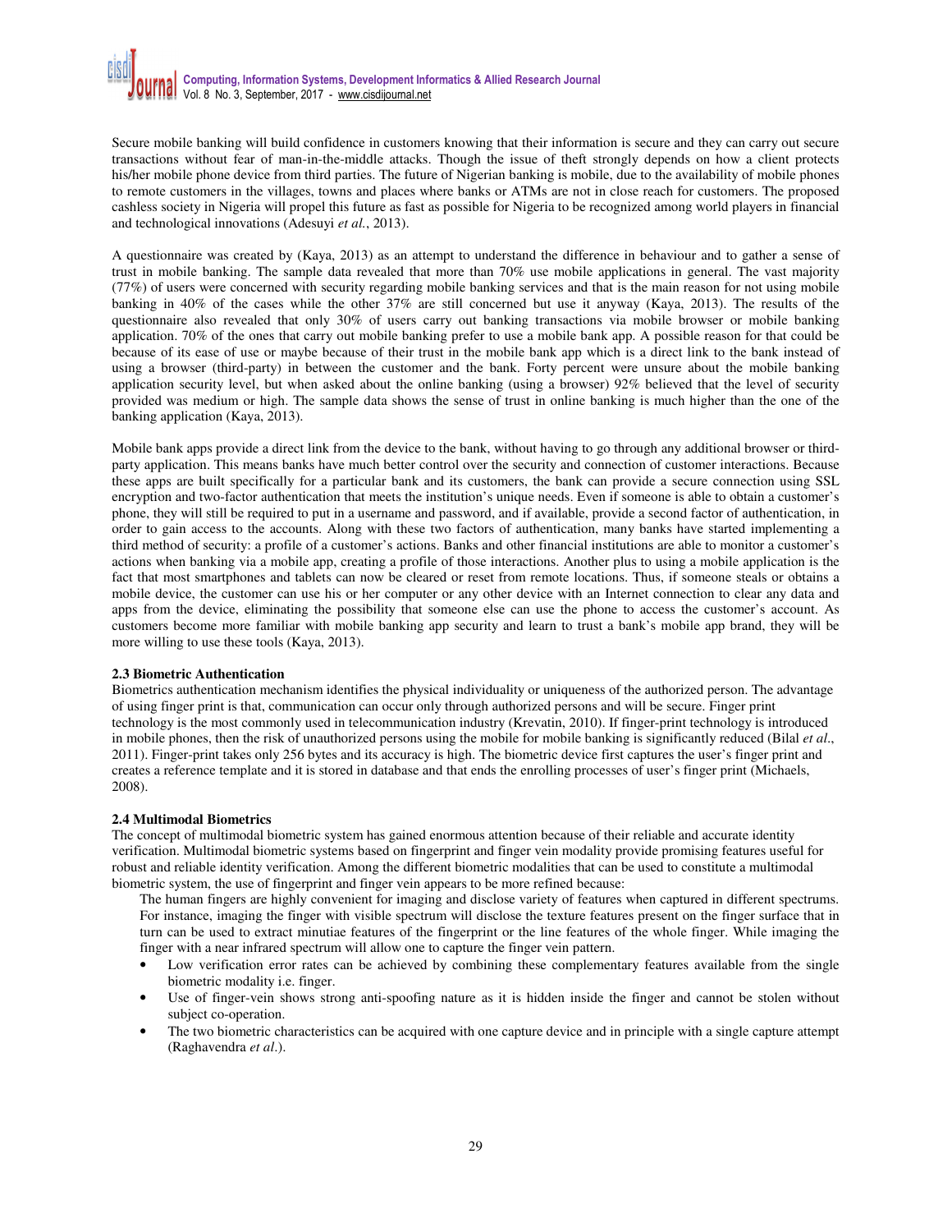Secure mobile banking will build confidence in customers knowing that their information is secure and they can carry out secure transactions without fear of man-in-the-middle attacks. Though the issue of theft strongly depends on how a client protects his/her mobile phone device from third parties. The future of Nigerian banking is mobile, due to the availability of mobile phones to remote customers in the villages, towns and places where banks or ATMs are not in close reach for customers. The proposed cashless society in Nigeria will propel this future as fast as possible for Nigeria to be recognized among world players in financial and technological innovations (Adesuyi *et al.*, 2013).

A questionnaire was created by (Kaya, 2013) as an attempt to understand the difference in behaviour and to gather a sense of trust in mobile banking. The sample data revealed that more than 70% use mobile applications in general. The vast majority (77%) of users were concerned with security regarding mobile banking services and that is the main reason for not using mobile banking in 40% of the cases while the other 37% are still concerned but use it anyway (Kaya, 2013). The results of the questionnaire also revealed that only 30% of users carry out banking transactions via mobile browser or mobile banking application. 70% of the ones that carry out mobile banking prefer to use a mobile bank app. A possible reason for that could be because of its ease of use or maybe because of their trust in the mobile bank app which is a direct link to the bank instead of using a browser (third-party) in between the customer and the bank. Forty percent were unsure about the mobile banking application security level, but when asked about the online banking (using a browser) 92% believed that the level of security provided was medium or high. The sample data shows the sense of trust in online banking is much higher than the one of the banking application (Kaya, 2013).

Mobile bank apps provide a direct link from the device to the bank, without having to go through any additional browser or third-party application. This means banks have much better control over the security and connection of customer interactions. Because these apps are built specifically for a particular bank and its customers, the bank can provide a secure connection using SSL encryption and two-factor authentication that meets the institution's unique needs. Even if someone is able to obtain a customer's phone, they will still be required to put in a username and password, and if available, provide a second factor of authentication, in order to gain access to the accounts. Along with these two factors of authentication, many banks have started implementing a third method of security: a profile of a customer's actions. Banks and other financial institutions are able to monitor a customer's actions when banking via a mobile app, creating a profile of those interactions. Another plus to using a mobile application is the fact that most smartphones and tablets can now be cleared or reset from remote locations. Thus, if someone steals or obtains a mobile device, the customer can use his or her computer or any other device with an Internet connection to clear any data and apps from the device, eliminating the possibility that someone else can use the phone to access the customer's account. As customers become more familiar with mobile banking app security and learn to trust a bank's mobile app brand, they will be more willing to use these tools (Kaya, 2013).

### 2.3 Biometric Authentication

Biometrics authentication mechanism identifies the physical individuality or uniqueness of the authorized person. The advantage of using finger print is that, communication can occur only through authorized persons and will be secure. Finger print technology is the most commonly used in telecommunication industry (Krevatin, 2010). If finger-print technology is introduced in mobile phones, then the risk of unauthorized persons using the mobile for mobile banking is significantly reduced (Bilal *et al*., 2011). Finger-print takes only 256 bytes and its accuracy is high. The biometric device first captures the user's finger print and creates a reference template and it is stored in database and that ends the enrolling processes of user's finger print (Michaels, 2008).

### 2.4 Multimodal Biometrics

The concept of multimodal biometric system has gained enormous attention because of their reliable and accurate identity verification. Multimodal biometric systems based on fingerprint and finger vein modality provide promising features useful for robust and reliable identity verification. Among the different biometric modalities that can be used to constitute a multimodal biometric system, the use of fingerprint and finger vein appears to be more refined because:

The human fingers are highly convenient for imaging and disclose variety of features when captured in different spectrums. For instance, imaging the finger with visible spectrum will disclose the texture features present on the finger surface that in turn can be used to extract minutiae features of the fingerprint or the line features of the whole finger. While imaging the finger with a near infrared spectrum will allow one to capture the finger vein pattern.

- Low verification error rates can be achieved by combining these complementary features available from the single biometric modality i.e. finger.
- Use of finger-vein shows strong anti-spoofing nature as it is hidden inside the finger and cannot be stolen without subject co-operation.
- The two biometric characteristics can be acquired with one capture device and in principle with a single capture attempt (Raghavendra *et al*.).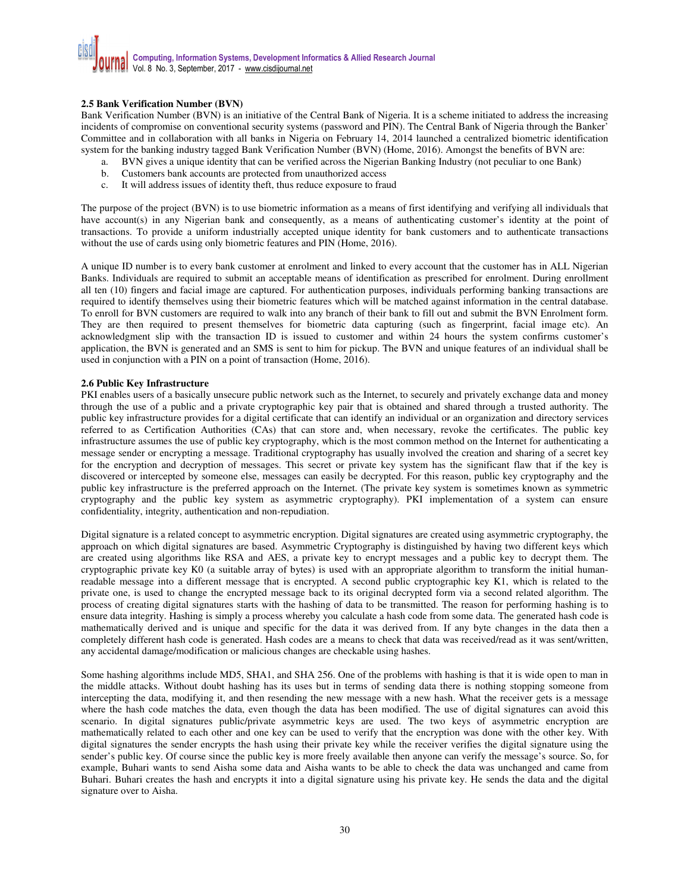### 2.5 Bank Verification Number (BVN)

Bank Verification Number (BVN) is an initiative of the Central Bank of Nigeria. It is a scheme initiated to address the increasing incidents of compromise on conventional security systems (password and PIN). The Central Bank of Nigeria through the Banker' Committee and in collaboration with all banks in Nigeria on February 14, 2014 launched a centralized biometric identification system for the banking industry tagged Bank Verification Number (BVN) (Home, 2016). Amongst the benefits of BVN are:

a. BVN gives a unique identity that can be verified across the Nigerian Banking Industry (not peculiar to one Bank)
b. Customers bank accounts are protected from unauthorized access
c. It will address issues of identity theft, thus reduce exposure to fraud

The purpose of the project (BVN) is to use biometric information as a means of first identifying and verifying all individuals that have account(s) in any Nigerian bank and consequently, as a means of authenticating customer's identity at the point of transactions. To provide a uniform industrially accepted unique identity for bank customers and to authenticate transactions without the use of cards using only biometric features and PIN (Home, 2016).

A unique ID number is to every bank customer at enrolment and linked to every account that the customer has in ALL Nigerian Banks. Individuals are required to submit an acceptable means of identification as prescribed for enrolment. During enrollment all ten (10) fingers and facial image are captured. For authentication purposes, individuals performing banking transactions are required to identify themselves using their biometric features which will be matched against information in the central database. To enroll for BVN customers are required to walk into any branch of their bank to fill out and submit the BVN Enrolment form. They are then required to present themselves for biometric data capturing (such as fingerprint, facial image etc). An acknowledgment slip with the transaction ID is issued to customer and within 24 hours the system confirms customer's application, the BVN is generated and an SMS is sent to him for pickup. The BVN and unique features of an individual shall be used in conjunction with a PIN on a point of transaction (Home, 2016).

### 2.6 Public Key Infrastructure

PKI enables users of a basically unsecure public network such as the Internet, to securely and privately exchange data and money through the use of a public and a private cryptographic key pair that is obtained and shared through a trusted authority. The public key infrastructure provides for a digital certificate that can identify an individual or an organization and directory services referred to as Certification Authorities (CAs) that can store and, when necessary, revoke the certificates. The public key infrastructure assumes the use of public key cryptography, which is the most common method on the Internet for authenticating a message sender or encrypting a message. Traditional cryptography has usually involved the creation and sharing of a secret key for the encryption and decryption of messages. This secret or private key system has the significant flaw that if the key is discovered or intercepted by someone else, messages can easily be decrypted. For this reason, public key cryptography and the public key infrastructure is the preferred approach on the Internet. (The private key system is sometimes known as symmetric cryptography and the public key system as asymmetric cryptography). PKI implementation of a system can ensure confidentiality, integrity, authentication and non-repudiation.

Digital signature is a related concept to asymmetric encryption. Digital signatures are created using asymmetric cryptography, the approach on which digital signatures are based. Asymmetric Cryptography is distinguished by having two different keys which are created using algorithms like RSA and AES, a private key to encrypt messages and a public key to decrypt them. The cryptographic private key K0 (a suitable array of bytes) is used with an appropriate algorithm to transform the initial human-readable message into a different message that is encrypted. A second public cryptographic key K1, which is related to the private one, is used to change the encrypted message back to its original decrypted form via a second related algorithm. The process of creating digital signatures starts with the hashing of data to be transmitted. The reason for performing hashing is to ensure data integrity. Hashing is simply a process whereby you calculate a hash code from some data. The generated hash code is mathematically derived and is unique and specific for the data it was derived from. If any byte changes in the data then a completely different hash code is generated. Hash codes are a means to check that data was received/read as it was sent/written, any accidental damage/modification or malicious changes are checkable using hashes.

Some hashing algorithms include MD5, SHA1, and SHA 256. One of the problems with hashing is that it is wide open to man in the middle attacks. Without doubt hashing has its uses but in terms of sending data there is nothing stopping someone from intercepting the data, modifying it, and then resending the new message with a new hash. What the receiver gets is a message where the hash code matches the data, even though the data has been modified. The use of digital signatures can avoid this scenario. In digital signatures public/private asymmetric keys are used. The two keys of asymmetric encryption are mathematically related to each other and one key can be used to verify that the encryption was done with the other key. With digital signatures the sender encrypts the hash using their private key while the receiver verifies the digital signature using the sender's public key. Of course since the public key is more freely available then anyone can verify the message's source. So, for example, Buhari wants to send Aisha some data and Aisha wants to be able to check the data was unchanged and came from Buhari. Buhari creates the hash and encrypts it into a digital signature using his private key. He sends the data and the digital signature over to Aisha.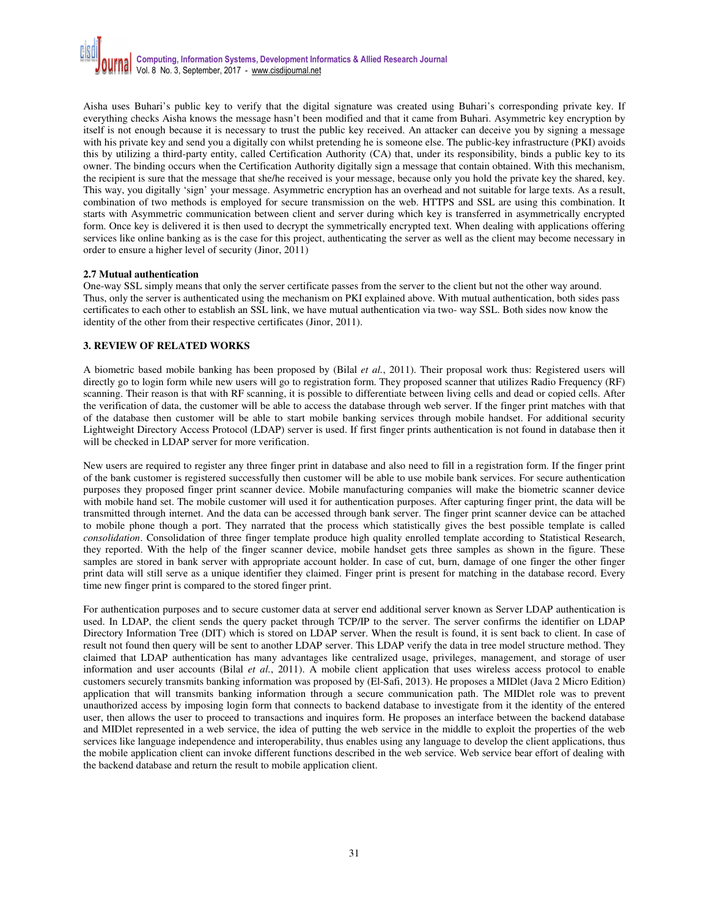Aisha uses Buhari's public key to verify that the digital signature was created using Buhari's corresponding private key. If everything checks Aisha knows the message hasn't been modified and that it came from Buhari. Asymmetric key encryption by itself is not enough because it is necessary to trust the public key received. An attacker can deceive you by signing a message with his private key and send you a digitally con whilst pretending he is someone else. The public-key infrastructure (PKI) avoids this by utilizing a third-party entity, called Certification Authority (CA) that, under its responsibility, binds a public key to its owner. The binding occurs when the Certification Authority digitally sign a message that contain obtained. With this mechanism, the recipient is sure that the message that she/he received is your message, because only you hold the private key the shared, key. This way, you digitally 'sign' your message. Asymmetric encryption has an overhead and not suitable for large texts. As a result, combination of two methods is employed for secure transmission on the web. HTTPS and SSL are using this combination. It starts with Asymmetric communication between client and server during which key is transferred in asymmetrically encrypted form. Once key is delivered it is then used to decrypt the symmetrically encrypted text. When dealing with applications offering services like online banking as is the case for this project, authenticating the server as well as the client may become necessary in order to ensure a higher level of security (Jinor, 2011)

### 2.7 Mutual authentication

One-way SSL simply means that only the server certificate passes from the server to the client but not the other way around. Thus, only the server is authenticated using the mechanism on PKI explained above. With mutual authentication, both sides pass certificates to each other to establish an SSL link, we have mutual authentication via two- way SSL. Both sides now know the identity of the other from their respective certificates (Jinor, 2011).

## 3. REVIEW OF RELATED WORKS

A biometric based mobile banking has been proposed by (Bilal *et al.*, 2011). Their proposal work thus: Registered users will directly go to login form while new users will go to registration form. They proposed scanner that utilizes Radio Frequency (RF) scanning. Their reason is that with RF scanning, it is possible to differentiate between living cells and dead or copied cells. After the verification of data, the customer will be able to access the database through web server. If the finger print matches with that of the database then customer will be able to start mobile banking services through mobile handset. For additional security Lightweight Directory Access Protocol (LDAP) server is used. If first finger prints authentication is not found in database then it will be checked in LDAP server for more verification.

New users are required to register any three finger print in database and also need to fill in a registration form. If the finger print of the bank customer is registered successfully then customer will be able to use mobile bank services. For secure authentication purposes they proposed finger print scanner device. Mobile manufacturing companies will make the biometric scanner device with mobile hand set. The mobile customer will used it for authentication purposes. After capturing finger print, the data will be transmitted through internet. And the data can be accessed through bank server. The finger print scanner device can be attached to mobile phone though a port. They narrated that the process which statistically gives the best possible template is called *consolidation*. Consolidation of three finger template produce high quality enrolled template according to Statistical Research, they reported. With the help of the finger scanner device, mobile handset gets three samples as shown in the figure. These samples are stored in bank server with appropriate account holder. In case of cut, burn, damage of one finger the other finger print data will still serve as a unique identifier they claimed. Finger print is present for matching in the database record. Every time new finger print is compared to the stored finger print.

For authentication purposes and to secure customer data at server end additional server known as Server LDAP authentication is used. In LDAP, the client sends the query packet through TCP/IP to the server. The server confirms the identifier on LDAP Directory Information Tree (DIT) which is stored on LDAP server. When the result is found, it is sent back to client. In case of result not found then query will be sent to another LDAP server. This LDAP verify the data in tree model structure method. They claimed that LDAP authentication has many advantages like centralized usage, privileges, management, and storage of user information and user accounts (Bilal *et al.*, 2011). A mobile client application that uses wireless access protocol to enable customers securely transmits banking information was proposed by (El-Safi, 2013). He proposes a MIDlet (Java 2 Micro Edition) application that will transmits banking information through a secure communication path. The MIDlet role was to prevent unauthorized access by imposing login form that connects to backend database to investigate from it the identity of the entered user, then allows the user to proceed to transactions and inquires form. He proposes an interface between the backend database and MIDlet represented in a web service, the idea of putting the web service in the middle to exploit the properties of the web services like language independence and interoperability, thus enables using any language to develop the client applications, thus the mobile application client can invoke different functions described in the web service. Web service bear effort of dealing with the backend database and return the result to mobile application client.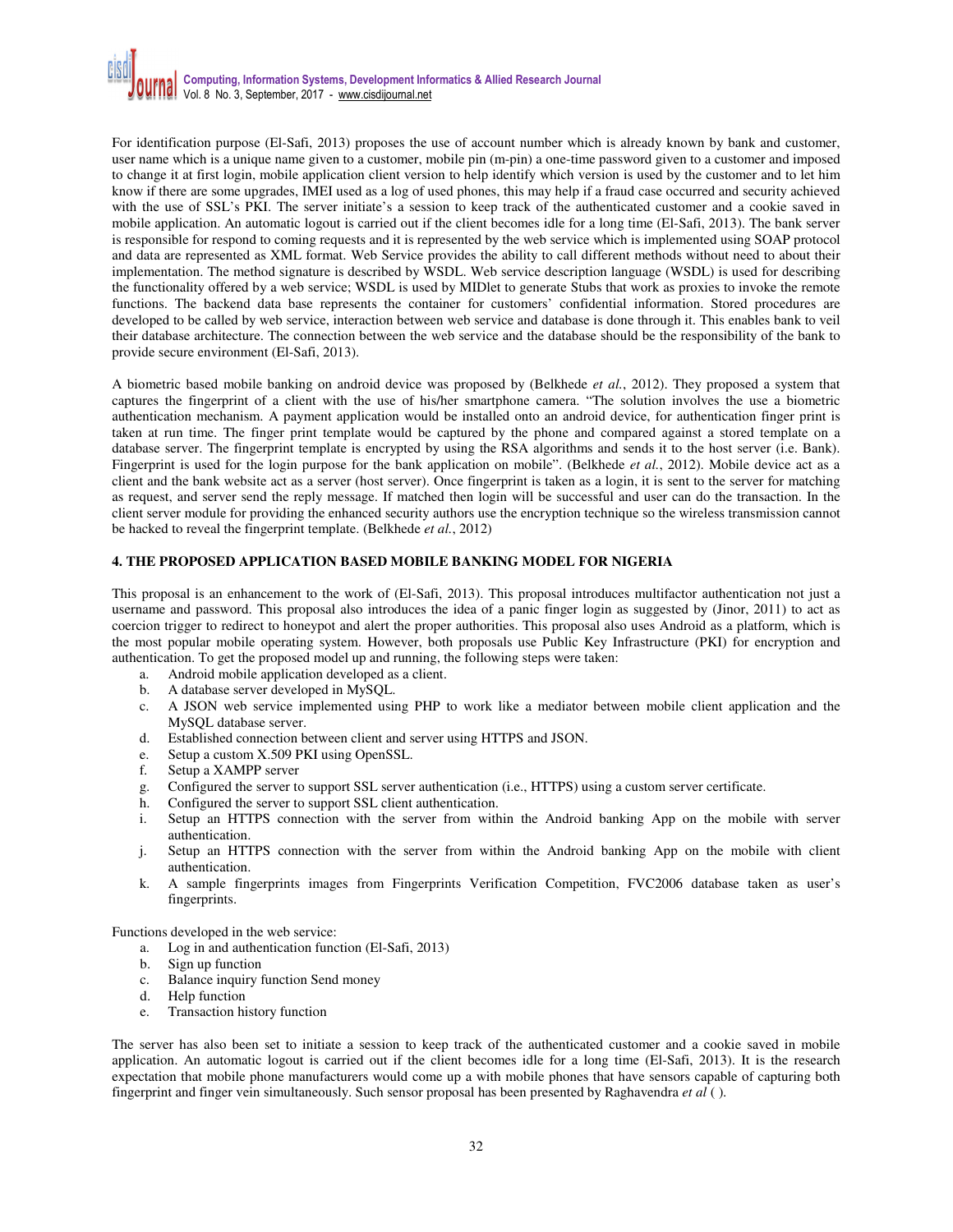For identification purpose (El-Safi, 2013) proposes the use of account number which is already known by bank and customer, user name which is a unique name given to a customer, mobile pin (m-pin) a one-time password given to a customer and imposed to change it at first login, mobile application client version to help identify which version is used by the customer and to let him know if there are some upgrades, IMEI used as a log of used phones, this may help if a fraud case occurred and security achieved with the use of SSL's PKI. The server initiate's a session to keep track of the authenticated customer and a cookie saved in mobile application. An automatic logout is carried out if the client becomes idle for a long time (El-Safi, 2013). The bank server is responsible for respond to coming requests and it is represented by the web service which is implemented using SOAP protocol and data are represented as XML format. Web Service provides the ability to call different methods without need to about their implementation. The method signature is described by WSDL. Web service description language (WSDL) is used for describing the functionality offered by a web service; WSDL is used by MIDlet to generate Stubs that work as proxies to invoke the remote functions. The backend data base represents the container for customers' confidential information. Stored procedures are developed to be called by web service, interaction between web service and database is done through it. This enables bank to veil their database architecture. The connection between the web service and the database should be the responsibility of the bank to provide secure environment (El-Safi, 2013).

A biometric based mobile banking on android device was proposed by (Belkhede *et al.*, 2012). They proposed a system that captures the fingerprint of a client with the use of his/her smartphone camera. "The solution involves the use a biometric authentication mechanism. A payment application would be installed onto an android device, for authentication finger print is taken at run time. The finger print template would be captured by the phone and compared against a stored template on a database server. The fingerprint template is encrypted by using the RSA algorithms and sends it to the host server (i.e. Bank). Fingerprint is used for the login purpose for the bank application on mobile". (Belkhede *et al.*, 2012). Mobile device act as a client and the bank website act as a server (host server). Once fingerprint is taken as a login, it is sent to the server for matching as request, and server send the reply message. If matched then login will be successful and user can do the transaction. In the client server module for providing the enhanced security authors use the encryption technique so the wireless transmission cannot be hacked to reveal the fingerprint template. (Belkhede *et al.*, 2012)

## 4. THE PROPOSED APPLICATION BASED MOBILE BANKING MODEL FOR NIGERIA

This proposal is an enhancement to the work of (El-Safi, 2013). This proposal introduces multifactor authentication not just a username and password. This proposal also introduces the idea of a panic finger login as suggested by (Jinor, 2011) to act as coercion trigger to redirect to honeypot and alert the proper authorities. This proposal also uses Android as a platform, which is the most popular mobile operating system. However, both proposals use Public Key Infrastructure (PKI) for encryption and authentication. To get the proposed model up and running, the following steps were taken:

a. Android mobile application developed as a client.
b. A database server developed in MySQL.
c. A JSON web service implemented using PHP to work like a mediator between mobile client application and the MySQL database server.
d. Established connection between client and server using HTTPS and JSON.
e. Setup a custom X.509 PKI using OpenSSL.
f. Setup a XAMPP server
g. Configured the server to support SSL server authentication (i.e., HTTPS) using a custom server certificate.
h. Configured the server to support SSL client authentication.
i. Setup an HTTPS connection with the server from within the Android banking App on the mobile with server authentication.
j. Setup an HTTPS connection with the server from within the Android banking App on the mobile with client authentication.
k. A sample fingerprints images from Fingerprints Verification Competition, FVC2006 database taken as user's fingerprints.

Functions developed in the web service:

a. Log in and authentication function (El-Safi, 2013)
b. Sign up function
c. Balance inquiry function Send money
d. Help function
e. Transaction history function

The server has also been set to initiate a session to keep track of the authenticated customer and a cookie saved in mobile application. An automatic logout is carried out if the client becomes idle for a long time (El-Safi, 2013). It is the research expectation that mobile phone manufacturers would come up a with mobile phones that have sensors capable of capturing both fingerprint and finger vein simultaneously. Such sensor proposal has been presented by Raghavendra *et al* ( ).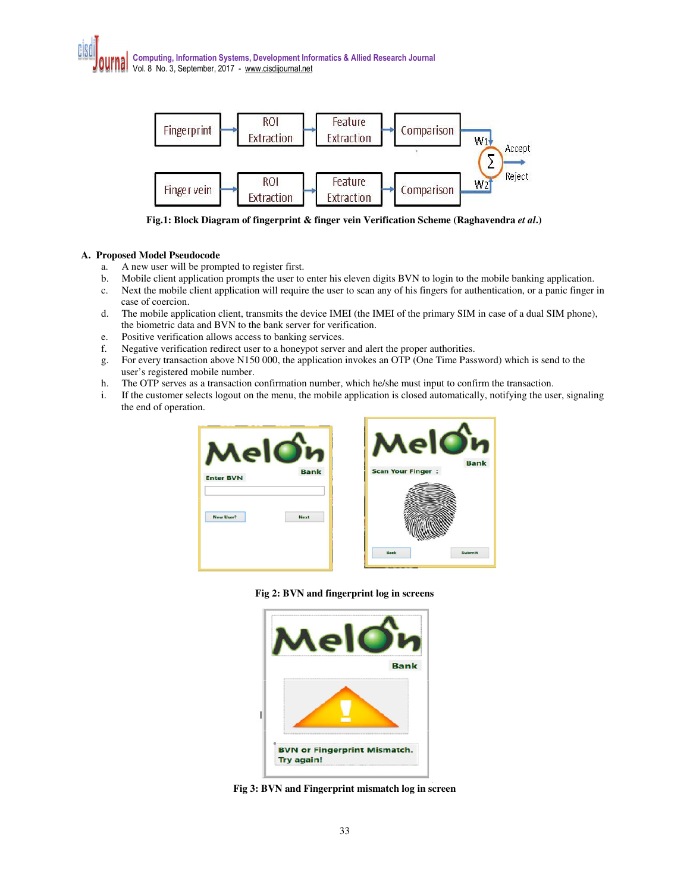Fig.1: Block Diagram of fingerprint & finger vein Verification Scheme (Raghavendra *et al.*)

### A. Proposed Model Pseudocode

a. A new user will be prompted to register first.
b. Mobile client application prompts the user to enter his eleven digits BVN to login to the mobile banking application.
c. Next the mobile client application will require the user to scan any of his fingers for authentication, or a panic finger in case of coercion.
d. The mobile application client, transmits the device IMEI (the IMEI of the primary SIM in case of a dual SIM phone), the biometric data and BVN to the bank server for verification.
e. Positive verification allows access to banking services.
f. Negative verification redirect user to a honeypot server and alert the proper authorities.
g. For every transaction above N150 000, the application invokes an OTP (One Time Password) which is send to the user's registered mobile number.
h. The OTP serves as a transaction confirmation number, which he/she must input to confirm the transaction.
i. If the customer selects logout on the menu, the mobile application is closed automatically, notifying the user, signaling the end of operation.

Fig 2: BVN and fingerprint log in screens

Fig 3: BVN and Fingerprint mismatch log in screen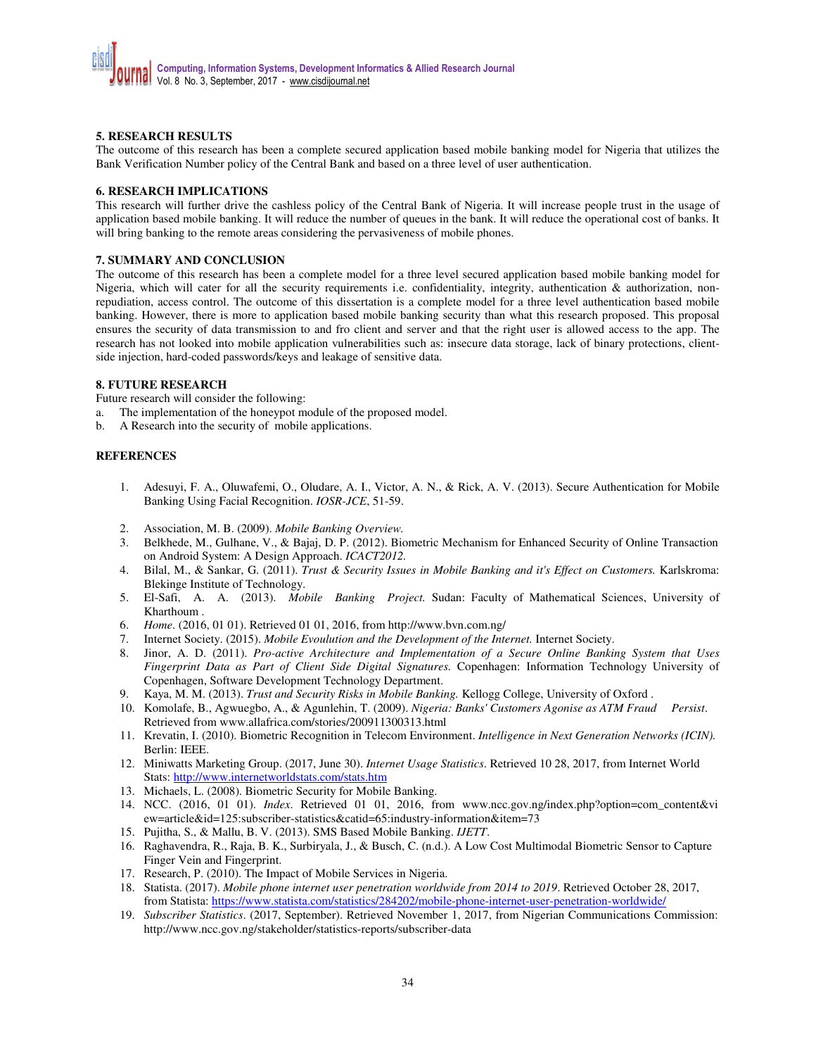## 5. RESEARCH RESULTS

The outcome of this research has been a complete secured application based mobile banking model for Nigeria that utilizes the Bank Verification Number policy of the Central Bank and based on a three level of user authentication.

## 6. RESEARCH IMPLICATIONS

This research will further drive the cashless policy of the Central Bank of Nigeria. It will increase people trust in the usage of application based mobile banking. It will reduce the number of queues in the bank. It will reduce the operational cost of banks. It will bring banking to the remote areas considering the pervasiveness of mobile phones.

## 7. SUMMARY AND CONCLUSION

The outcome of this research has been a complete model for a three level secured application based mobile banking model for Nigeria, which will cater for all the security requirements i.e. confidentiality, integrity, authentication & authorization, non-repudiation, access control. The outcome of this dissertation is a complete model for a three level authentication based mobile banking. However, there is more to application based mobile banking security than what this research proposed. This proposal ensures the security of data transmission to and fro client and server and that the right user is allowed access to the app. The research has not looked into mobile application vulnerabilities such as: insecure data storage, lack of binary protections, client-side injection, hard-coded passwords/keys and leakage of sensitive data.

## 8. FUTURE RESEARCH

Future research will consider the following:

a. The implementation of the honeypot module of the proposed model.
b. A Research into the security of mobile applications.

## REFERENCES

1. Adesuyi, F. A., Oluwafemi, O., Oludare, A. I., Victor, A. N., & Rick, A. V. (2013). Secure Authentication for Mobile Banking Using Facial Recognition. *IOSR-JCE*, 51-59.
2. Association, M. B. (2009). *Mobile Banking Overview.*
3. Belkhede, M., Gulhane, V., & Bajaj, D. P. (2012). Biometric Mechanism for Enhanced Security of Online Transaction on Android System: A Design Approach. *ICACT2012.*
4. Bilal, M., & Sankar, G. (2011). *Trust & Security Issues in Mobile Banking and it's Effect on Customers.* Karlskroma: Blekinge Institute of Technology.
5. El-Safi, A. A. (2013). *Mobile Banking Project.* Sudan: Faculty of Mathematical Sciences, University of Kharthoum .
6. *Home*. (2016, 01 01). Retrieved 01 01, 2016, from http://www.bvn.com.ng/
7. Internet Society. (2015). *Mobile Evoultion and the Development of the Internet.* Internet Society.
8. Jinor, A. D. (2011). *Pro-active Architecture and Implementation of a Secure Online Banking System that Uses Fingerprint Data as Part of Client Side Digital Signatures.* Copenhagen: Information Technology University of Copenhagen, Software Development Technology Department.
9. Kaya, M. M. (2013). *Trust and Security Risks in Mobile Banking.* Kellogg College, University of Oxford .
10. Komolafe, B., Agwuegbo, A., & Agunlehin, T. (2009). *Nigeria: Banks' Customers Agonise as ATM Fraud Persist*. Retrieved from www.allafrica.com/stories/200911300313.html
11. Krevatin, I. (2010). Biometric Recognition in Telecom Environment. *Intelligence in Next Generation Networks (ICIN).* Berlin: IEEE.
12. Miniwatts Marketing Group. (2017, June 30). *Internet Usage Statistics*. Retrieved 10 28, 2017, from Internet World Stats: http://www.internetworldstats.com/stats.htm
13. Michaels, L. (2008). Biometric Security for Mobile Banking.
14. NCC. (2016, 01 01). *Index*. Retrieved 01 01, 2016, from www.ncc.gov.ng/index.php?option=com_content&view=article&id=125:subscriber-statistics&catid=65:industry-information&item=73
15. Pujitha, S., & Mallu, B. V. (2013). SMS Based Mobile Banking. *IJETT*.
16. Raghavendra, R., Raja, B. K., Surbiryala, J., & Busch, C. (n.d.). A Low Cost Multimodal Biometric Sensor to Capture Finger Vein and Fingerprint.
17. Research, P. (2010). The Impact of Mobile Services in Nigeria.
18. Statista. (2017). *Mobile phone internet user penetration worldwide from 2014 to 2019*. Retrieved October 28, 2017, from Statista: https://www.statista.com/statistics/284202/mobile-phone-internet-user-penetration-worldwide/
19. *Subscriber Statistics*. (2017, September). Retrieved November 1, 2017, from Nigerian Communications Commission: http://www.ncc.gov.ng/stakeholder/statistics-reports/subscriber-data